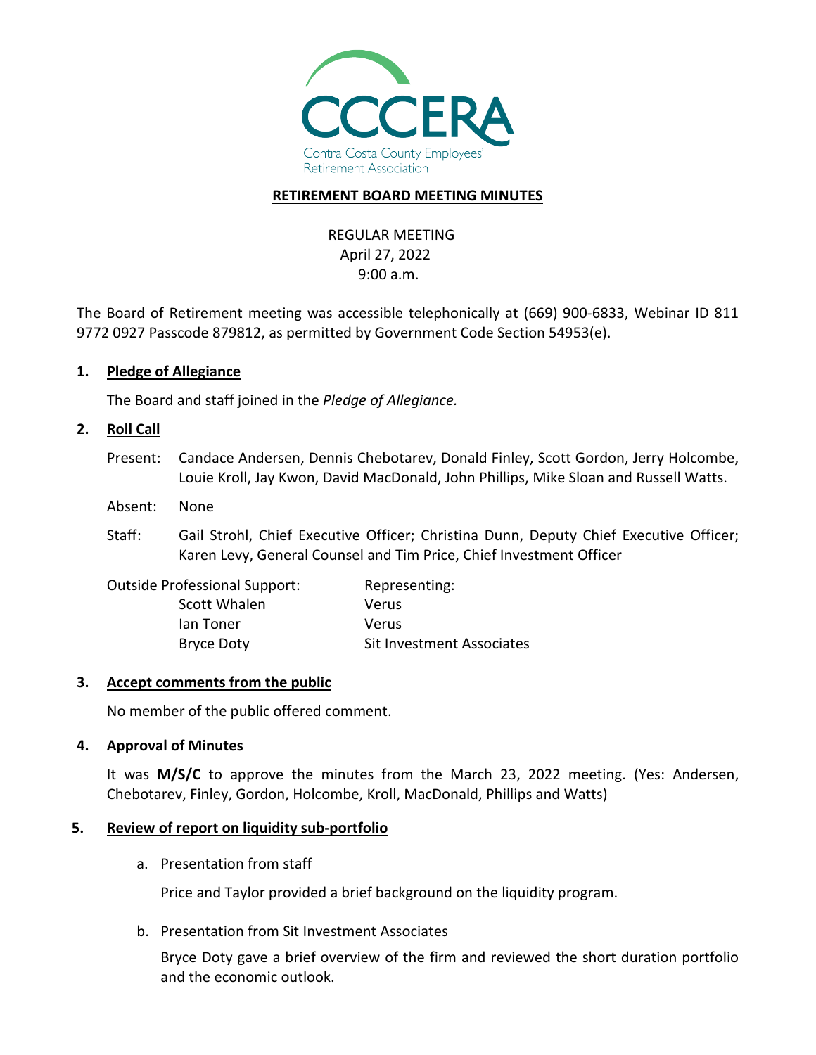CCCERA

Contra Costa County Employees' Retirement Association

**RETIREMENT BOARD MEETING MINUTES**

REGULAR MEETING
April 27, 2022
9:00 a.m.

The Board of Retirement meeting was accessible telephonically at (669) 900-6833, Webinar ID 811 9772 0927 Passcode 879812, as permitted by Government Code Section 54953(e).

**1. Pledge of Allegiance**

The Board and staff joined in the *Pledge of Allegiance.*

**2. Roll Call**

Present: Candace Andersen, Dennis Chebotarev, Donald Finley, Scott Gordon, Jerry Holcombe, Louie Kroll, Jay Kwon, David MacDonald, John Phillips, Mike Sloan and Russell Watts.

Absent: None

Staff: Gail Strohl, Chief Executive Officer; Christina Dunn, Deputy Chief Executive Officer; Karen Levy, General Counsel and Tim Price, Chief Investment Officer

| Outside Professional Support: | Representing: |
|---|---|
| Scott Whalen | Verus |
| Ian Toner | Verus |
| Bryce Doty | Sit Investment Associates |

**3. Accept comments from the public**

No member of the public offered comment.

**4. Approval of Minutes**

It was **M/S/C** to approve the minutes from the March 23, 2022 meeting. (Yes: Andersen, Chebotarev, Finley, Gordon, Holcombe, Kroll, MacDonald, Phillips and Watts)

**5. Review of report on liquidity sub-portfolio**

a. Presentation from staff

Price and Taylor provided a brief background on the liquidity program.

b. Presentation from Sit Investment Associates

Bryce Doty gave a brief overview of the firm and reviewed the short duration portfolio and the economic outlook.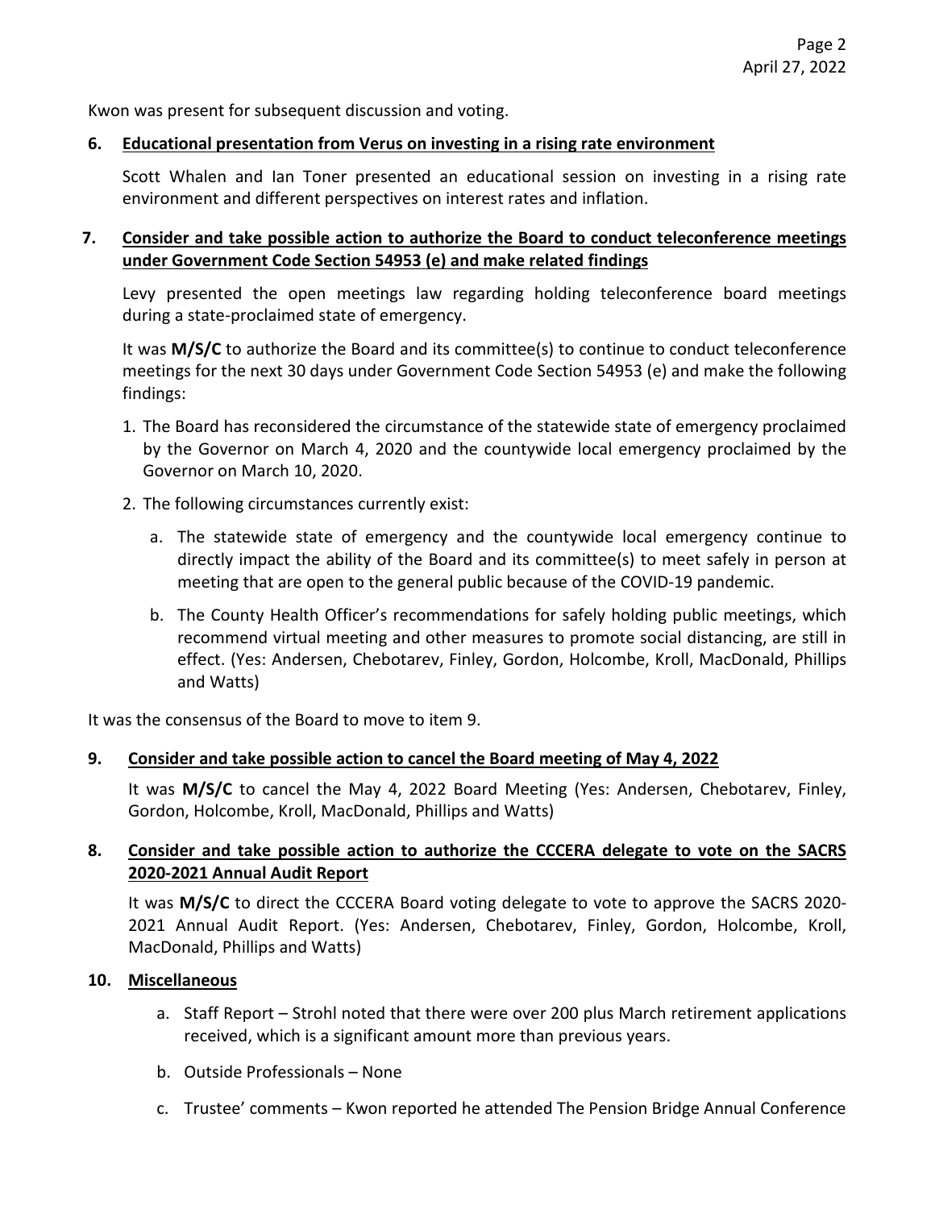Kwon was present for subsequent discussion and voting.

6. **Educational presentation from Verus on investing in a rising rate environment**

   Scott Whalen and Ian Toner presented an educational session on investing in a rising rate environment and different perspectives on interest rates and inflation.

7. **Consider and take possible action to authorize the Board to conduct teleconference meetings under Government Code Section 54953 (e) and make related findings**

   Levy presented the open meetings law regarding holding teleconference board meetings during a state-proclaimed state of emergency.

   It was **M/S/C** to authorize the Board and its committee(s) to continue to conduct teleconference meetings for the next 30 days under Government Code Section 54953 (e) and make the following findings:

   1. The Board has reconsidered the circumstance of the statewide state of emergency proclaimed by the Governor on March 4, 2020 and the countywide local emergency proclaimed by the Governor on March 10, 2020.
   2. The following circumstances currently exist:
      a. The statewide state of emergency and the countywide local emergency continue to directly impact the ability of the Board and its committee(s) to meet safely in person at meeting that are open to the general public because of the COVID-19 pandemic.

      b. The County Health Officer's recommendations for safely holding public meetings, which recommend virtual meeting and other measures to promote social distancing, are still in effect. (Yes: Andersen, Chebotarev, Finley, Gordon, Holcombe, Kroll, MacDonald, Phillips and Watts)

It was the consensus of the Board to move to item 9.

9. **Consider and take possible action to cancel the Board meeting of May 4, 2022**

   It was **M/S/C** to cancel the May 4, 2022 Board Meeting (Yes: Andersen, Chebotarev, Finley, Gordon, Holcombe, Kroll, MacDonald, Phillips and Watts)

8. **Consider and take possible action to authorize the CCCERA delegate to vote on the SACRS 2020-2021 Annual Audit Report**

   It was **M/S/C** to direct the CCCERA Board voting delegate to vote to approve the SACRS 2020-2021 Annual Audit Report. (Yes: Andersen, Chebotarev, Finley, Gordon, Holcombe, Kroll, MacDonald, Phillips and Watts)

10. **Miscellaneous**

    a. Staff Report – Strohl noted that there were over 200 plus March retirement applications received, which is a significant amount more than previous years.

    b. Outside Professionals – None

    c. Trustee' comments – Kwon reported he attended The Pension Bridge Annual Conference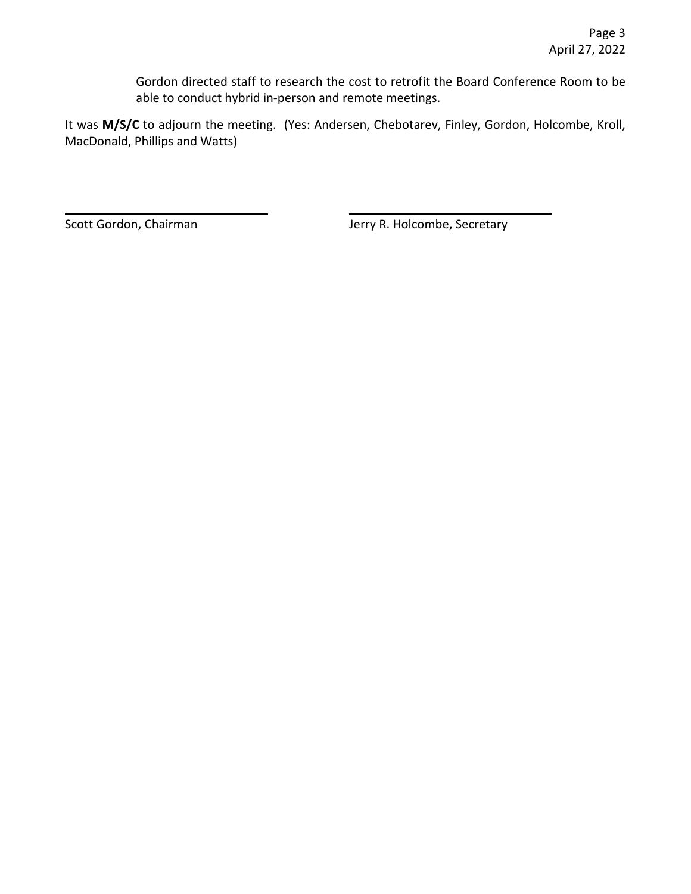Gordon directed staff to research the cost to retrofit the Board Conference Room to be able to conduct hybrid in-person and remote meetings.

It was **M/S/C** to adjourn the meeting. (Yes: Andersen, Chebotarev, Finley, Gordon, Holcombe, Kroll, MacDonald, Phillips and Watts)

Scott Gordon, Chairman

Jerry R. Holcombe, Secretary